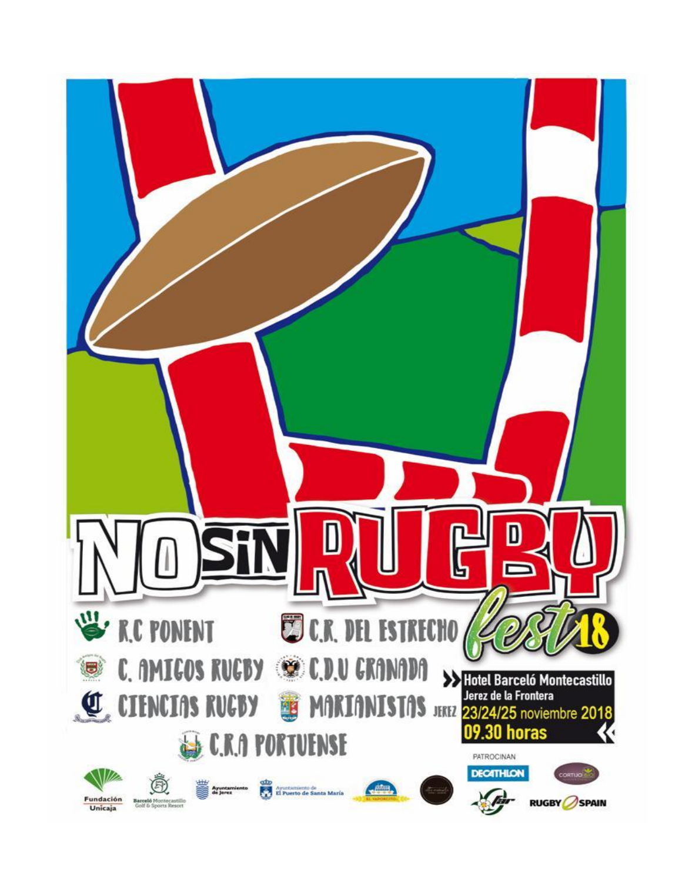# NO SIN RUGBY fest 18

- R.C PONENT
- C.R. DEL ESTRECHO
- C. AMIGOS RUGBY
- C.D.U GRANADA
- CIENCIAS RUGBY
- MARIANISTAS JEREZ
- C.R.A PORTUENSE

**Hotel Barceló Montecastillo**
**Jerez de la Frontera**
**23/24/25 noviembre 2018**
**09.30 horas**

PATROCINAN

Fundación Unicaja · Barceló Montecastillo Golf & Sports Resort · Ayuntamiento de Jerez · Ayuntamiento de El Puerto de Santa María · El Vaporcito · DECATHLON · CORTIJO BIO · RUGBY SPAIN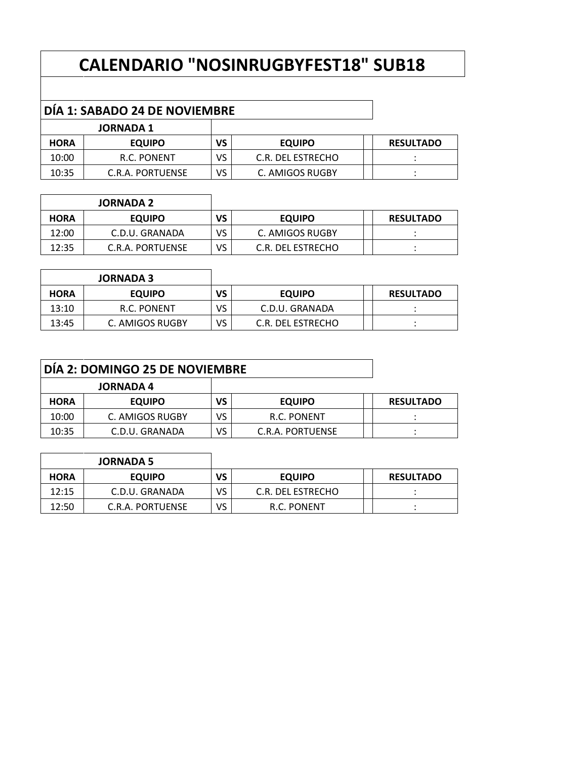# CALENDARIO "NOSINRUGBYFEST18" SUB18

## DÍA 1: SABADO 24 DE NOVIEMBRE

### JORNADA 1

| HORA | EQUIPO | VS | EQUIPO | | RESULTADO |
|---|---|---|---|---|---|
| 10:00 | R.C. PONENT | VS | C.R. DEL ESTRECHO | | : |
| 10:35 | C.R.A. PORTUENSE | VS | C. AMIGOS RUGBY | | : |

### JORNADA 2

| HORA | EQUIPO | VS | EQUIPO | | RESULTADO |
|---|---|---|---|---|---|
| 12:00 | C.D.U. GRANADA | VS | C. AMIGOS RUGBY | | : |
| 12:35 | C.R.A. PORTUENSE | VS | C.R. DEL ESTRECHO | | : |

### JORNADA 3

| HORA | EQUIPO | VS | EQUIPO | | RESULTADO |
|---|---|---|---|---|---|
| 13:10 | R.C. PONENT | VS | C.D.U. GRANADA | | : |
| 13:45 | C. AMIGOS RUGBY | VS | C.R. DEL ESTRECHO | | : |

## DÍA 2: DOMINGO 25 DE NOVIEMBRE

### JORNADA 4

| HORA | EQUIPO | VS | EQUIPO | | RESULTADO |
|---|---|---|---|---|---|
| 10:00 | C. AMIGOS RUGBY | VS | R.C. PONENT | | : |
| 10:35 | C.D.U. GRANADA | VS | C.R.A. PORTUENSE | | : |

### JORNADA 5

| HORA | EQUIPO | VS | EQUIPO | | RESULTADO |
|---|---|---|---|---|---|
| 12:15 | C.D.U. GRANADA | VS | C.R. DEL ESTRECHO | | : |
| 12:50 | C.R.A. PORTUENSE | VS | R.C. PONENT | | : |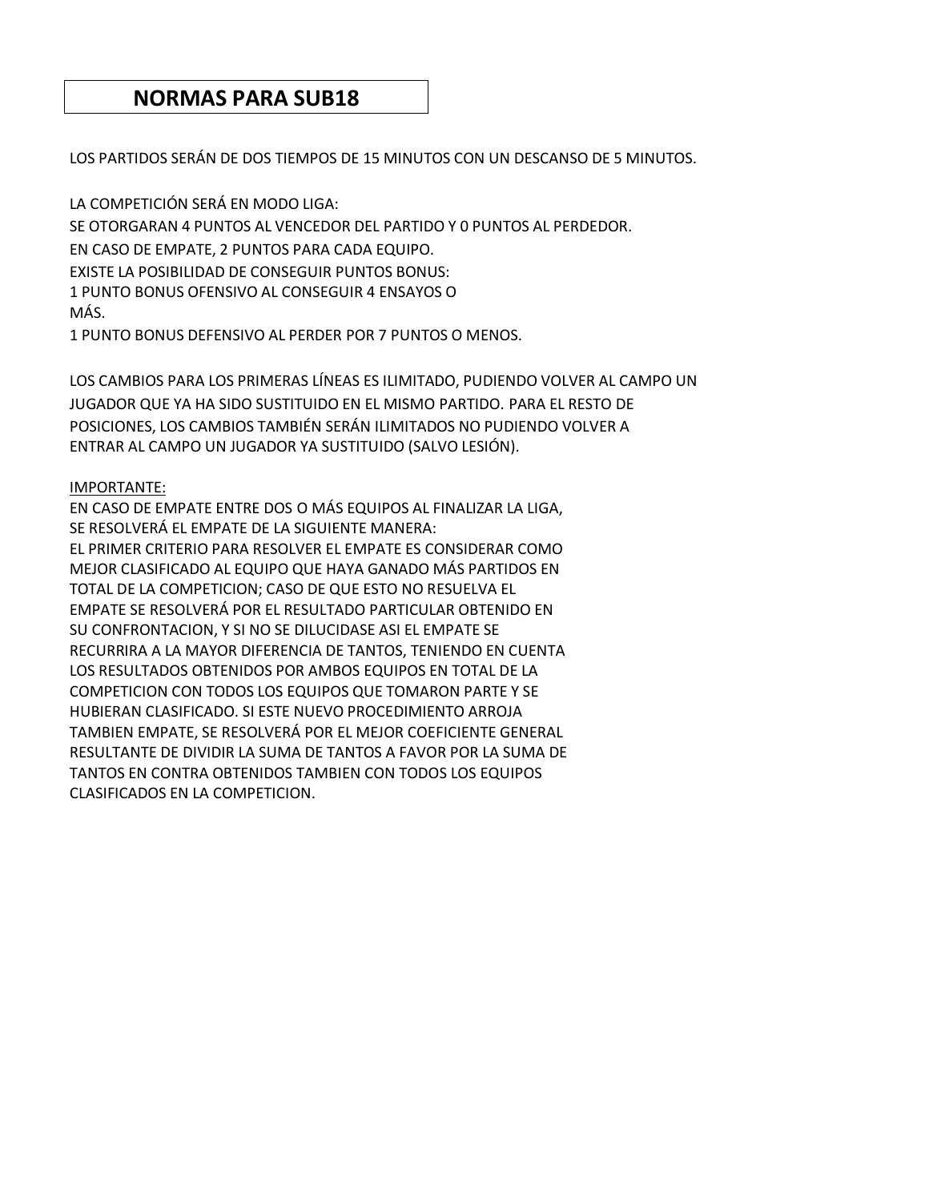# NORMAS PARA SUB18

LOS PARTIDOS SERÁN DE DOS TIEMPOS DE 15 MINUTOS CON UN DESCANSO DE 5 MINUTOS.

LA COMPETICIÓN SERÁ EN MODO LIGA:
SE OTORGARAN 4 PUNTOS AL VENCEDOR DEL PARTIDO Y 0 PUNTOS AL PERDEDOR.
EN CASO DE EMPATE, 2 PUNTOS PARA CADA EQUIPO.
EXISTE LA POSIBILIDAD DE CONSEGUIR PUNTOS BONUS:
1 PUNTO BONUS OFENSIVO AL CONSEGUIR 4 ENSAYOS O MÁS.
1 PUNTO BONUS DEFENSIVO AL PERDER POR 7 PUNTOS O MENOS.

LOS CAMBIOS PARA LOS PRIMERAS LÍNEAS ES ILIMITADO, PUDIENDO VOLVER AL CAMPO UN JUGADOR QUE YA HA SIDO SUSTITUIDO EN EL MISMO PARTIDO. PARA EL RESTO DE POSICIONES, LOS CAMBIOS TAMBIÉN SERÁN ILIMITADOS NO PUDIENDO VOLVER A ENTRAR AL CAMPO UN JUGADOR YA SUSTITUIDO (SALVO LESIÓN).

<u>IMPORTANTE:</u>
EN CASO DE EMPATE ENTRE DOS O MÁS EQUIPOS AL FINALIZAR LA LIGA, SE RESOLVERÁ EL EMPATE DE LA SIGUIENTE MANERA:
EL PRIMER CRITERIO PARA RESOLVER EL EMPATE ES CONSIDERAR COMO MEJOR CLASIFICADO AL EQUIPO QUE HAYA GANADO MÁS PARTIDOS EN TOTAL DE LA COMPETICION; CASO DE QUE ESTO NO RESUELVA EL EMPATE SE RESOLVERÁ POR EL RESULTADO PARTICULAR OBTENIDO EN SU CONFRONTACION, Y SI NO SE DILUCIDASE ASI EL EMPATE SE RECURRIRA A LA MAYOR DIFERENCIA DE TANTOS, TENIENDO EN CUENTA LOS RESULTADOS OBTENIDOS POR AMBOS EQUIPOS EN TOTAL DE LA COMPETICION CON TODOS LOS EQUIPOS QUE TOMARON PARTE Y SE HUBIERAN CLASIFICADO. SI ESTE NUEVO PROCEDIMIENTO ARROJA TAMBIEN EMPATE, SE RESOLVERÁ POR EL MEJOR COEFICIENTE GENERAL RESULTANTE DE DIVIDIR LA SUMA DE TANTOS A FAVOR POR LA SUMA DE TANTOS EN CONTRA OBTENIDOS TAMBIEN CON TODOS LOS EQUIPOS CLASIFICADOS EN LA COMPETICION.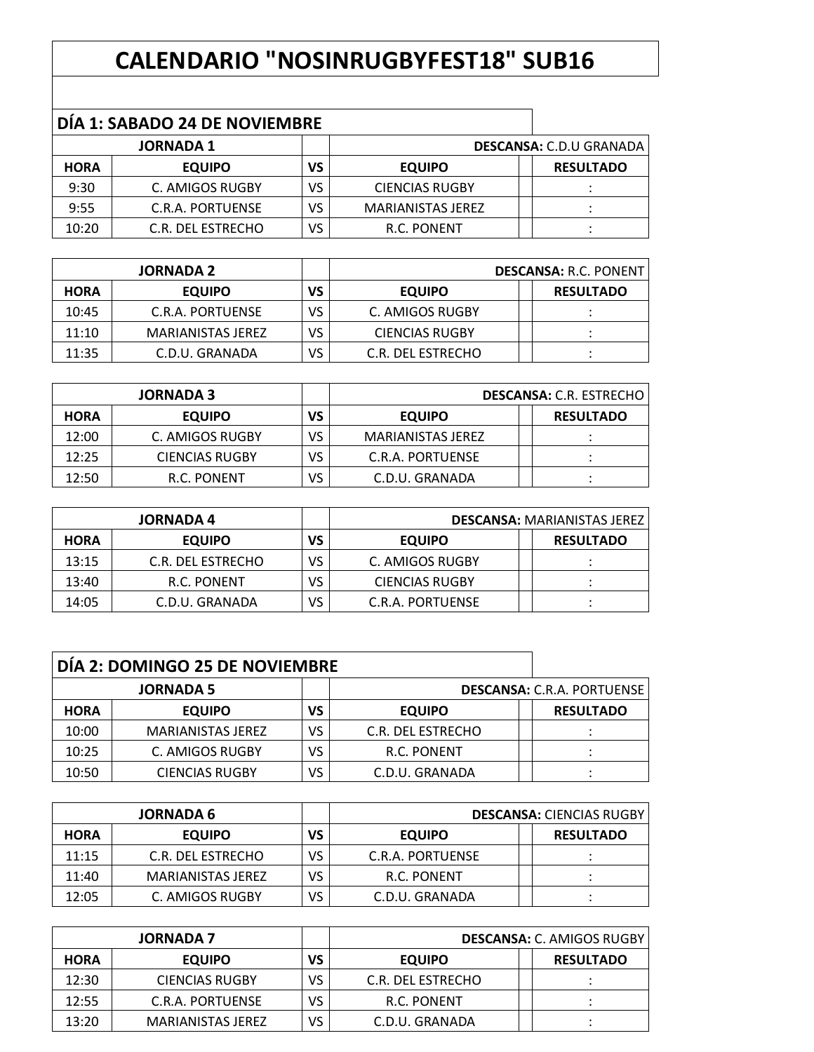# CALENDARIO "NOSINRUGBYFEST18" SUB16

## DÍA 1: SABADO 24 DE NOVIEMBRE

| JORNADA 1 | | | | | **DESCANSA:** C.D.U GRANADA |
|---|---|---|---|---|---|
| **HORA** | **EQUIPO** | **VS** | **EQUIPO** | | **RESULTADO** |
| 9:30 | C. AMIGOS RUGBY | VS | CIENCIAS RUGBY | | : |
| 9:55 | C.R.A. PORTUENSE | VS | MARIANISTAS JEREZ | | : |
| 10:20 | C.R. DEL ESTRECHO | VS | R.C. PONENT | | : |

| JORNADA 2 | | | | | **DESCANSA:** R.C. PONENT |
|---|---|---|---|---|---|
| **HORA** | **EQUIPO** | **VS** | **EQUIPO** | | **RESULTADO** |
| 10:45 | C.R.A. PORTUENSE | VS | C. AMIGOS RUGBY | | : |
| 11:10 | MARIANISTAS JEREZ | VS | CIENCIAS RUGBY | | : |
| 11:35 | C.D.U. GRANADA | VS | C.R. DEL ESTRECHO | | : |

| JORNADA 3 | | | | | **DESCANSA:** C.R. ESTRECHO |
|---|---|---|---|---|---|
| **HORA** | **EQUIPO** | **VS** | **EQUIPO** | | **RESULTADO** |
| 12:00 | C. AMIGOS RUGBY | VS | MARIANISTAS JEREZ | | : |
| 12:25 | CIENCIAS RUGBY | VS | C.R.A. PORTUENSE | | : |
| 12:50 | R.C. PONENT | VS | C.D.U. GRANADA | | : |

| JORNADA 4 | | | | | **DESCANSA:** MARIANISTAS JEREZ |
|---|---|---|---|---|---|
| **HORA** | **EQUIPO** | **VS** | **EQUIPO** | | **RESULTADO** |
| 13:15 | C.R. DEL ESTRECHO | VS | C. AMIGOS RUGBY | | : |
| 13:40 | R.C. PONENT | VS | CIENCIAS RUGBY | | : |
| 14:05 | C.D.U. GRANADA | VS | C.R.A. PORTUENSE | | : |

## DÍA 2: DOMINGO 25 DE NOVIEMBRE

| JORNADA 5 | | | | | **DESCANSA:** C.R.A. PORTUENSE |
|---|---|---|---|---|---|
| **HORA** | **EQUIPO** | **VS** | **EQUIPO** | | **RESULTADO** |
| 10:00 | MARIANISTAS JEREZ | VS | C.R. DEL ESTRECHO | | : |
| 10:25 | C. AMIGOS RUGBY | VS | R.C. PONENT | | : |
| 10:50 | CIENCIAS RUGBY | VS | C.D.U. GRANADA | | : |

| JORNADA 6 | | | | | **DESCANSA:** CIENCIAS RUGBY |
|---|---|---|---|---|---|
| **HORA** | **EQUIPO** | **VS** | **EQUIPO** | | **RESULTADO** |
| 11:15 | C.R. DEL ESTRECHO | VS | C.R.A. PORTUENSE | | : |
| 11:40 | MARIANISTAS JEREZ | VS | R.C. PONENT | | : |
| 12:05 | C. AMIGOS RUGBY | VS | C.D.U. GRANADA | | : |

| JORNADA 7 | | | | | **DESCANSA:** C. AMIGOS RUGBY |
|---|---|---|---|---|---|
| **HORA** | **EQUIPO** | **VS** | **EQUIPO** | | **RESULTADO** |
| 12:30 | CIENCIAS RUGBY | VS | C.R. DEL ESTRECHO | | : |
| 12:55 | C.R.A. PORTUENSE | VS | R.C. PONENT | | : |
| 13:20 | MARIANISTAS JEREZ | VS | C.D.U. GRANADA | | : |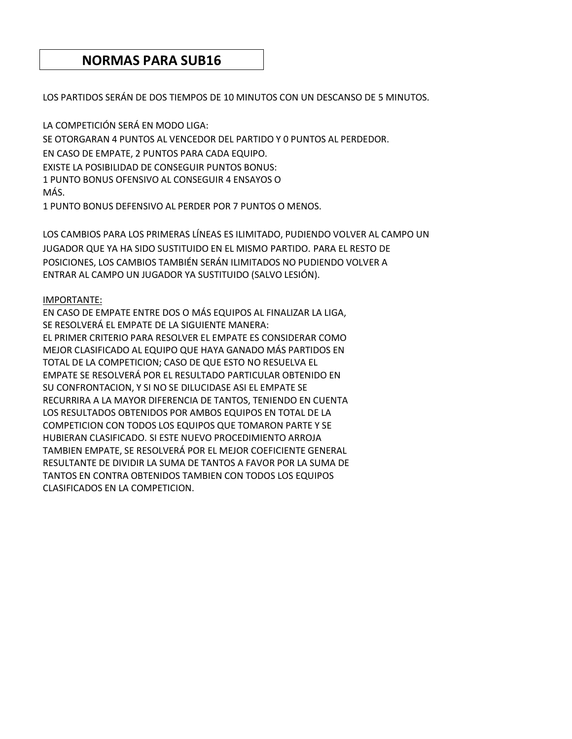# NORMAS PARA SUB16

LOS PARTIDOS SERÁN DE DOS TIEMPOS DE 10 MINUTOS CON UN DESCANSO DE 5 MINUTOS.

LA COMPETICIÓN SERÁ EN MODO LIGA:
SE OTORGARAN 4 PUNTOS AL VENCEDOR DEL PARTIDO Y 0 PUNTOS AL PERDEDOR.
EN CASO DE EMPATE, 2 PUNTOS PARA CADA EQUIPO.
EXISTE LA POSIBILIDAD DE CONSEGUIR PUNTOS BONUS:
1 PUNTO BONUS OFENSIVO AL CONSEGUIR 4 ENSAYOS O MÁS.
1 PUNTO BONUS DEFENSIVO AL PERDER POR 7 PUNTOS O MENOS.

LOS CAMBIOS PARA LOS PRIMERAS LÍNEAS ES ILIMITADO, PUDIENDO VOLVER AL CAMPO UN JUGADOR QUE YA HA SIDO SUSTITUIDO EN EL MISMO PARTIDO. PARA EL RESTO DE POSICIONES, LOS CAMBIOS TAMBIÉN SERÁN ILIMITADOS NO PUDIENDO VOLVER A ENTRAR AL CAMPO UN JUGADOR YA SUSTITUIDO (SALVO LESIÓN).

IMPORTANTE:
EN CASO DE EMPATE ENTRE DOS O MÁS EQUIPOS AL FINALIZAR LA LIGA, SE RESOLVERÁ EL EMPATE DE LA SIGUIENTE MANERA:
EL PRIMER CRITERIO PARA RESOLVER EL EMPATE ES CONSIDERAR COMO MEJOR CLASIFICADO AL EQUIPO QUE HAYA GANADO MÁS PARTIDOS EN TOTAL DE LA COMPETICION; CASO DE QUE ESTO NO RESUELVA EL EMPATE SE RESOLVERÁ POR EL RESULTADO PARTICULAR OBTENIDO EN SU CONFRONTACION, Y SI NO SE DILUCIDASE ASI EL EMPATE SE RECURRIRA A LA MAYOR DIFERENCIA DE TANTOS, TENIENDO EN CUENTA LOS RESULTADOS OBTENIDOS POR AMBOS EQUIPOS EN TOTAL DE LA COMPETICION CON TODOS LOS EQUIPOS QUE TOMARON PARTE Y SE HUBIERAN CLASIFICADO. SI ESTE NUEVO PROCEDIMIENTO ARROJA TAMBIEN EMPATE, SE RESOLVERÁ POR EL MEJOR COEFICIENTE GENERAL RESULTANTE DE DIVIDIR LA SUMA DE TANTOS A FAVOR POR LA SUMA DE TANTOS EN CONTRA OBTENIDOS TAMBIEN CON TODOS LOS EQUIPOS CLASIFICADOS EN LA COMPETICION.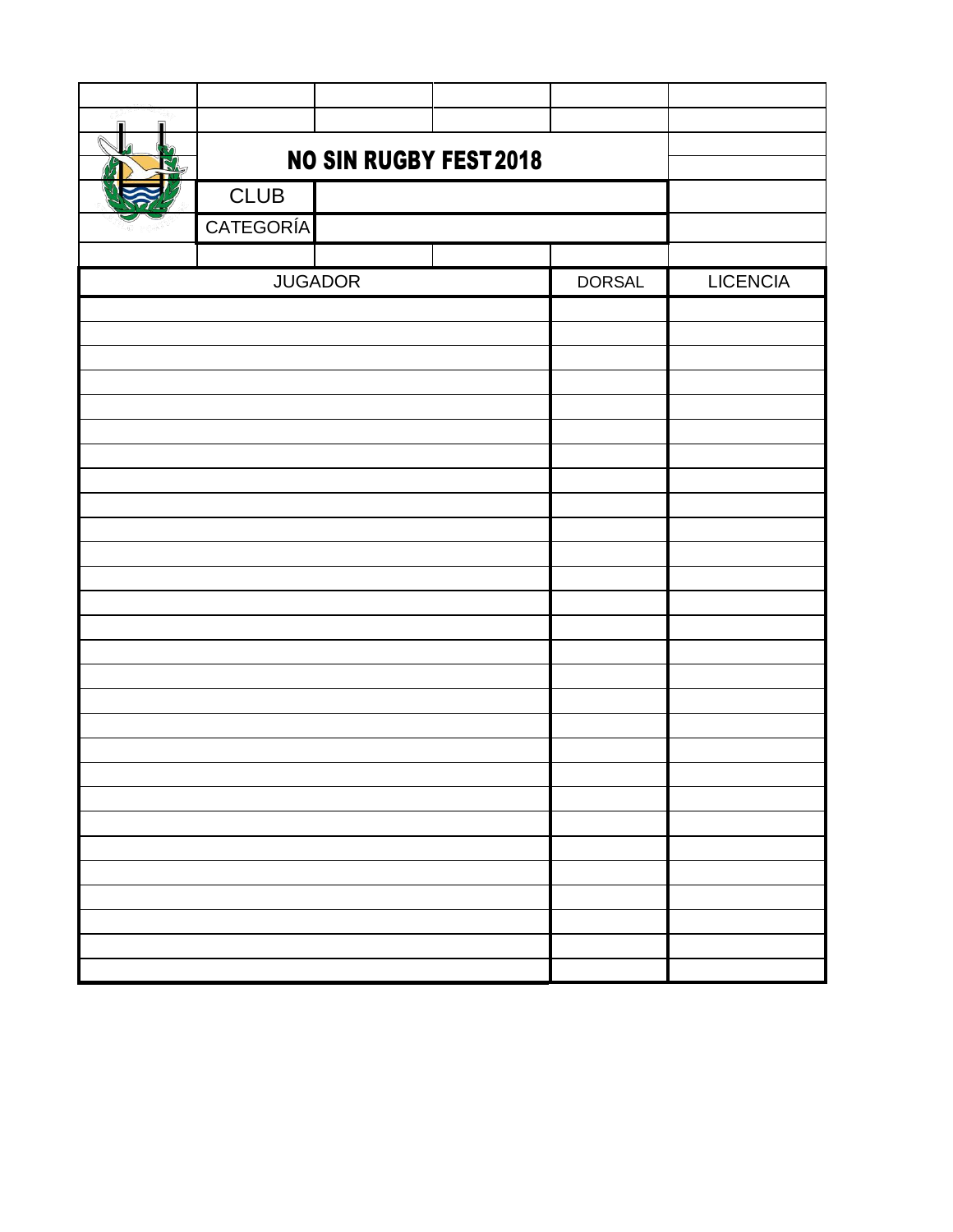# NO SIN RUGBY FEST 2018

| | |
|---|---|
| CLUB | |
| CATEGORÍA | |

| JUGADOR | DORSAL | LICENCIA |
|---|---|---|
| | | |
| | | |
| | | |
| | | |
| | | |
| | | |
| | | |
| | | |
| | | |
| | | |
| | | |
| | | |
| | | |
| | | |
| | | |
| | | |
| | | |
| | | |
| | | |
| | | |
| | | |
| | | |
| | | |
| | | |
| | | |
| | | |
| | | |
| | | |